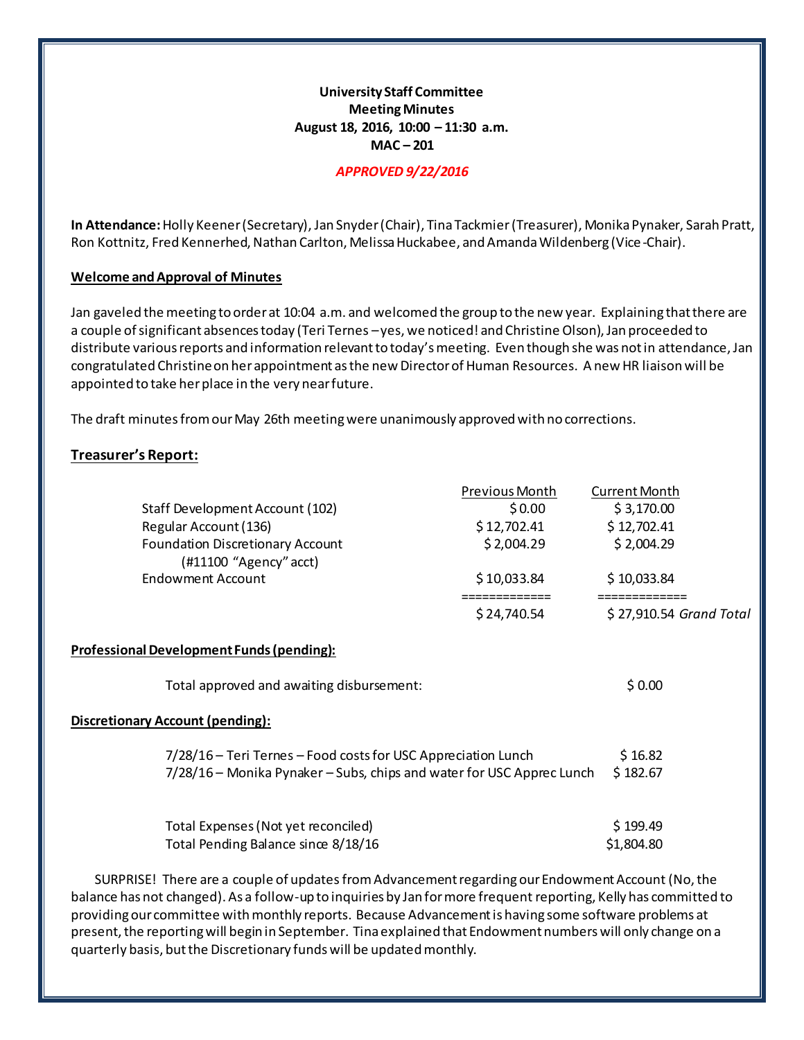**University Staff Committee**
**Meeting Minutes**
**August 18, 2016, 10:00 – 11:30 a.m.**
**MAC – 201**

***APPROVED 9/22/2016***

**In Attendance:** Holly Keener (Secretary), Jan Snyder (Chair), Tina Tackmier (Treasurer), Monika Pynaker, Sarah Pratt, Ron Kottnitz, Fred Kennerhed, Nathan Carlton, Melissa Huckabee, and Amanda Wildenberg (Vice-Chair).

## Welcome and Approval of Minutes

Jan gaveled the meeting to order at 10:04 a.m. and welcomed the group to the new year. Explaining that there are a couple of significant absences today (Teri Ternes – yes, we noticed! and Christine Olson), Jan proceeded to distribute various reports and information relevant to today's meeting. Even though she was not in attendance, Jan congratulated Christine on her appointment as the new Director of Human Resources. A new HR liaison will be appointed to take her place in the very near future.

The draft minutes from our May 26th meeting were unanimously approved with no corrections.

## Treasurer's Report:

| | Previous Month | Current Month |
|---|---|---|
| Staff Development Account (102) | $ 0.00 | $ 3,170.00 |
| Regular Account (136) | $ 12,702.41 | $ 12,702.41 |
| Foundation Discretionary Account (#11100 "Agency" acct) | $ 2,004.29 | $ 2,004.29 |
| Endowment Account | $ 10,033.84 | $ 10,033.84 |
| | ============= | ============= |
| | $ 24,740.54 | $ 27,910.54 *Grand Total* |

### Professional Development Funds (pending):

| | |
|---|---|
| Total approved and awaiting disbursement: | $ 0.00 |

### Discretionary Account (pending):

| | |
|---|---|
| 7/28/16 – Teri Ternes – Food costs for USC Appreciation Lunch | $ 16.82 |
| 7/28/16 – Monika Pynaker – Subs, chips and water for USC Apprec Lunch | $ 182.67 |
| | |
| Total Expenses (Not yet reconciled) | $ 199.49 |
| Total Pending Balance since 8/18/16 | $1,804.80 |

SURPRISE! There are a couple of updates from Advancement regarding our Endowment Account (No, the balance has not changed). As a follow-up to inquiries by Jan for more frequent reporting, Kelly has committed to providing our committee with monthly reports. Because Advancement is having some software problems at present, the reporting will begin in September. Tina explained that Endowment numbers will only change on a quarterly basis, but the Discretionary funds will be updated monthly.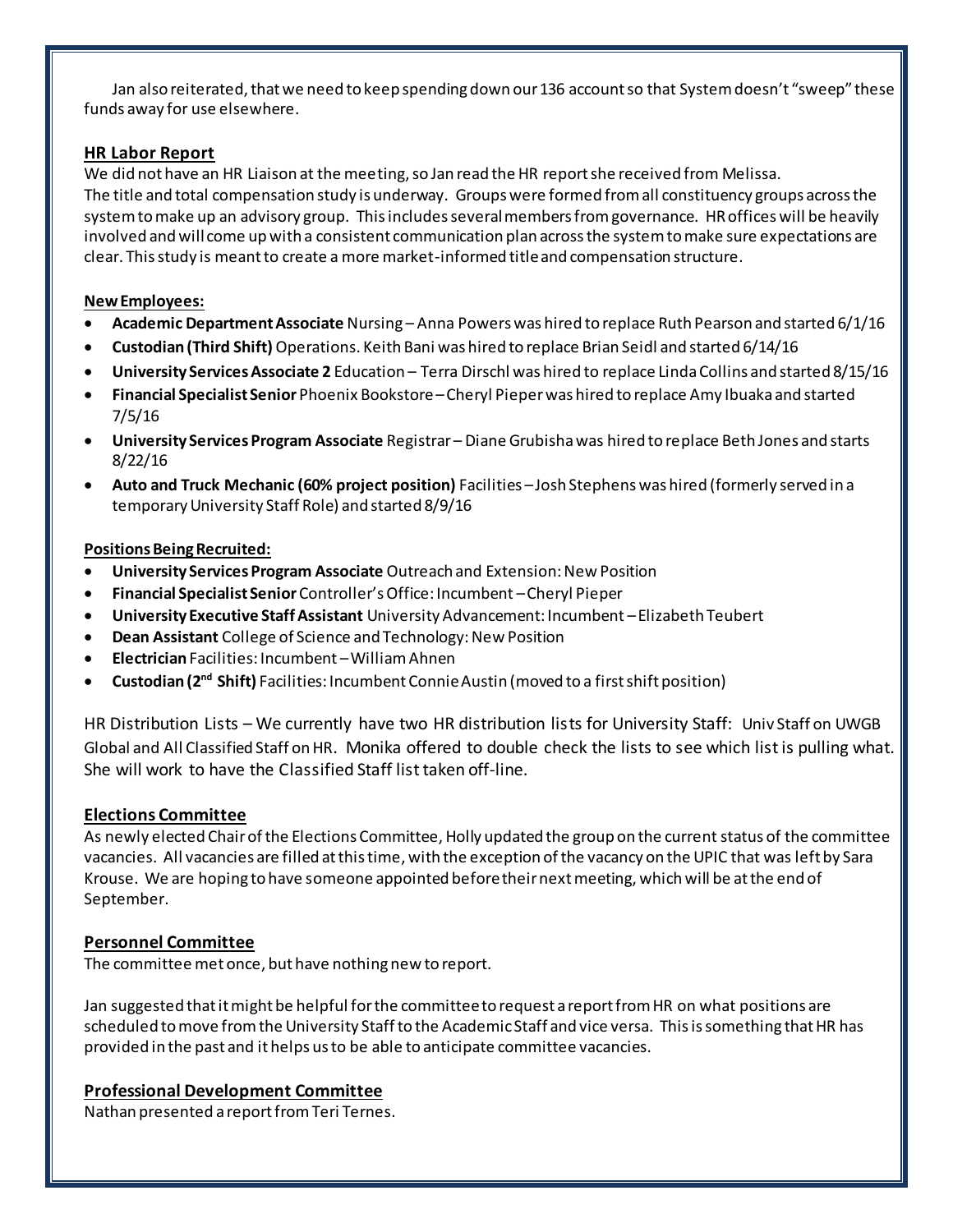Jan also reiterated, that we need to keep spending down our 136 account so that System doesn't "sweep" these funds away for use elsewhere.

## HR Labor Report

We did not have an HR Liaison at the meeting, so Jan read the HR report she received from Melissa. The title and total compensation study is underway. Groups were formed from all constituency groups across the system to make up an advisory group. This includes several members from governance. HR offices will be heavily involved and will come up with a consistent communication plan across the system to make sure expectations are clear. This study is meant to create a more market-informed title and compensation structure.

### New Employees:

- **Academic Department Associate** Nursing – Anna Powers was hired to replace Ruth Pearson and started 6/1/16
- **Custodian (Third Shift)** Operations. Keith Bani was hired to replace Brian Seidl and started 6/14/16
- **University Services Associate 2** Education – Terra Dirschl was hired to replace Linda Collins and started 8/15/16
- **Financial Specialist Senior** Phoenix Bookstore – Cheryl Pieper was hired to replace Amy Ibuaka and started 7/5/16
- **University Services Program Associate** Registrar – Diane Grubisha was hired to replace Beth Jones and starts 8/22/16
- **Auto and Truck Mechanic (60% project position)** Facilities – Josh Stephens was hired (formerly served in a temporary University Staff Role) and started 8/9/16

### Positions Being Recruited:

- **University Services Program Associate** Outreach and Extension: New Position
- **Financial Specialist Senior** Controller's Office: Incumbent – Cheryl Pieper
- **University Executive Staff Assistant** University Advancement: Incumbent – Elizabeth Teubert
- **Dean Assistant** College of Science and Technology: New Position
- **Electrician** Facilities: Incumbent – William Ahnen
- **Custodian (2nd Shift)** Facilities: Incumbent Connie Austin (moved to a first shift position)

HR Distribution Lists – We currently have two HR distribution lists for University Staff: Univ Staff on UWGB Global and All Classified Staff on HR. Monika offered to double check the lists to see which list is pulling what. She will work to have the Classified Staff list taken off-line.

## Elections Committee

As newly elected Chair of the Elections Committee, Holly updated the group on the current status of the committee vacancies. All vacancies are filled at this time, with the exception of the vacancy on the UPIC that was left by Sara Krouse. We are hoping to have someone appointed before their next meeting, which will be at the end of September.

## Personnel Committee

The committee met once, but have nothing new to report.

Jan suggested that it might be helpful for the committee to request a report from HR on what positions are scheduled to move from the University Staff to the Academic Staff and vice versa. This is something that HR has provided in the past and it helps us to be able to anticipate committee vacancies.

## Professional Development Committee

Nathan presented a report from Teri Ternes.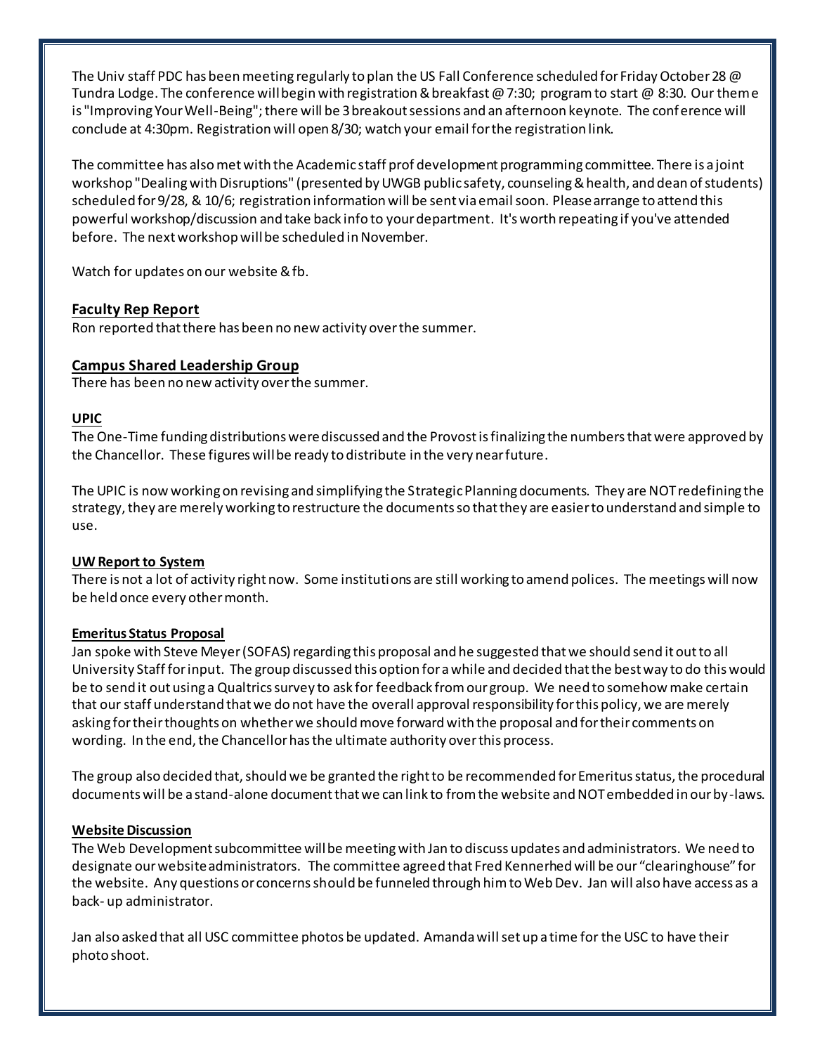The Univ staff PDC has been meeting regularly to plan the US Fall Conference scheduled for Friday October 28 @ Tundra Lodge. The conference will begin with registration & breakfast @ 7:30; program to start @ 8:30. Our theme is "Improving Your Well-Being"; there will be 3 breakout sessions and an afternoon keynote. The conference will conclude at 4:30pm. Registration will open 8/30; watch your email for the registration link.

The committee has also met with the Academic staff prof development programming committee. There is a joint workshop "Dealing with Disruptions" (presented by UWGB public safety, counseling & health, and dean of students) scheduled for 9/28, & 10/6; registration information will be sent via email soon. Please arrange to attend this powerful workshop/discussion and take back info to your department. It's worth repeating if you've attended before. The next workshop will be scheduled in November.

Watch for updates on our website & fb.

**Faculty Rep Report**

Ron reported that there has been no new activity over the summer.

**Campus Shared Leadership Group**

There has been no new activity over the summer.

**UPIC**

The One-Time funding distributions were discussed and the Provost is finalizing the numbers that were approved by the Chancellor. These figures will be ready to distribute in the very near future.

The UPIC is now working on revising and simplifying the Strategic Planning documents. They are NOT redefining the strategy, they are merely working to restructure the documents so that they are easier to understand and simple to use.

**UW Report to System**

There is not a lot of activity right now. Some institutions are still working to amend polices. The meetings will now be held once every other month.

**Emeritus Status Proposal**

Jan spoke with Steve Meyer (SOFAS) regarding this proposal and he suggested that we should send it out to all University Staff for input. The group discussed this option for a while and decided that the best way to do this would be to send it out using a Qualtrics survey to ask for feedback from our group. We need to somehow make certain that our staff understand that we do not have the overall approval responsibility for this policy, we are merely asking for their thoughts on whether we should move forward with the proposal and for their comments on wording. In the end, the Chancellor has the ultimate authority over this process.

The group also decided that, should we be granted the right to be recommended for Emeritus status, the procedural documents will be a stand-alone document that we can link to from the website and NOT embedded in our by-laws.

**Website Discussion**

The Web Development subcommittee will be meeting with Jan to discuss updates and administrators. We need to designate our website administrators. The committee agreed that Fred Kennerhed will be our "clearinghouse" for the website. Any questions or concerns should be funneled through him to Web Dev. Jan will also have access as a back- up administrator.

Jan also asked that all USC committee photos be updated. Amanda will set up a time for the USC to have their photo shoot.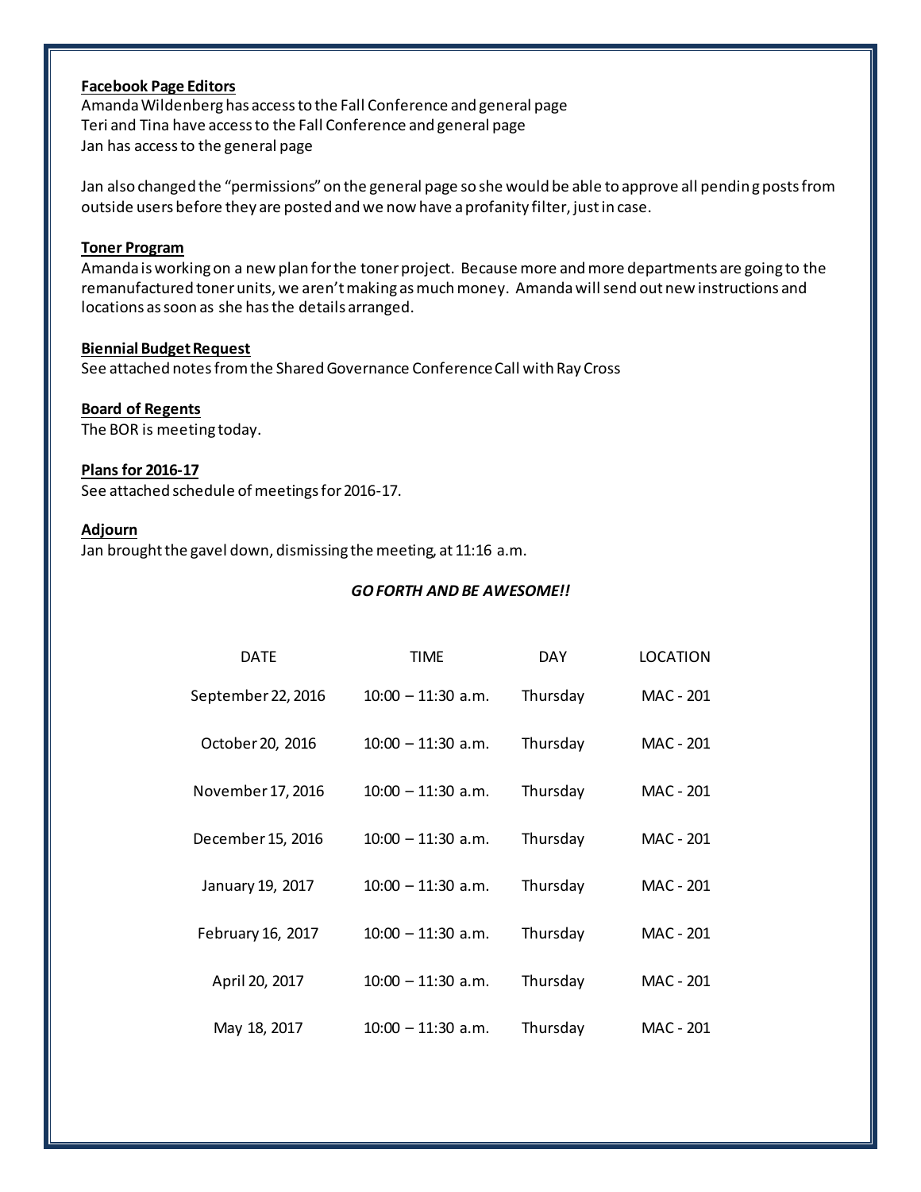**Facebook Page Editors**
Amanda Wildenberg has access to the Fall Conference and general page
Teri and Tina have access to the Fall Conference and general page
Jan has access to the general page

Jan also changed the "permissions" on the general page so she would be able to approve all pending posts from outside users before they are posted and we now have a profanity filter, just in case.

**Toner Program**
Amanda is working on a new plan for the toner project. Because more and more departments are going to the remanufactured toner units, we aren't making as much money. Amanda will send out new instructions and locations as soon as she has the details arranged.

**Biennial Budget Request**
See attached notes from the Shared Governance Conference Call with Ray Cross

**Board of Regents**
The BOR is meeting today.

**Plans for 2016-17**
See attached schedule of meetings for 2016-17.

**Adjourn**
Jan brought the gavel down, dismissing the meeting, at 11:16 a.m.

***GO FORTH AND BE AWESOME!!***

| DATE | TIME | DAY | LOCATION |
|---|---|---|---|
| September 22, 2016 | 10:00 – 11:30 a.m. | Thursday | MAC - 201 |
| October 20, 2016 | 10:00 – 11:30 a.m. | Thursday | MAC - 201 |
| November 17, 2016 | 10:00 – 11:30 a.m. | Thursday | MAC - 201 |
| December 15, 2016 | 10:00 – 11:30 a.m. | Thursday | MAC - 201 |
| January 19, 2017 | 10:00 – 11:30 a.m. | Thursday | MAC - 201 |
| February 16, 2017 | 10:00 – 11:30 a.m. | Thursday | MAC - 201 |
| April 20, 2017 | 10:00 – 11:30 a.m. | Thursday | MAC - 201 |
| May 18, 2017 | 10:00 – 11:30 a.m. | Thursday | MAC - 201 |